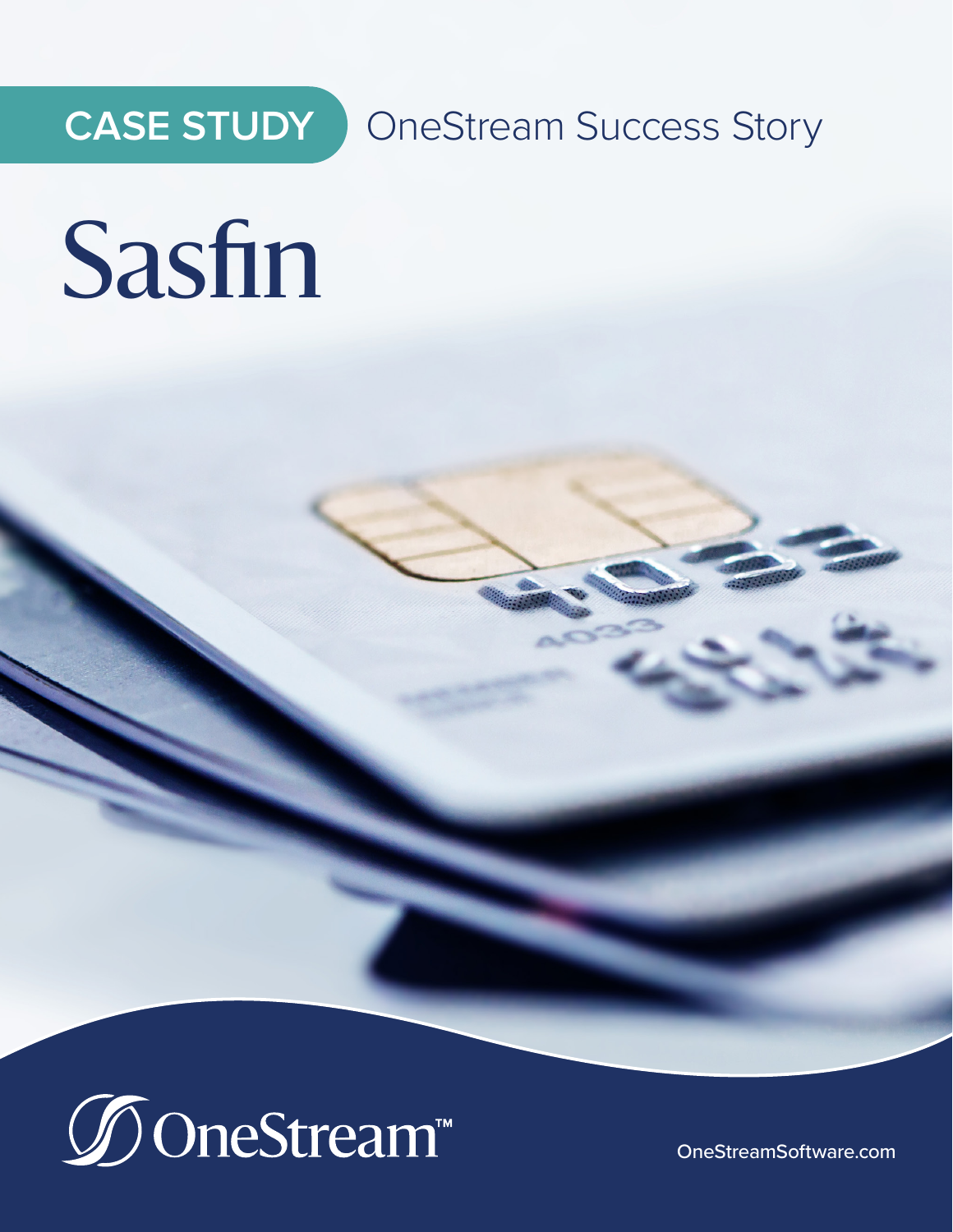**CASE STUDY** OneStream Success Story

# Sasfin

OneStream™

OneStreamSoftware.com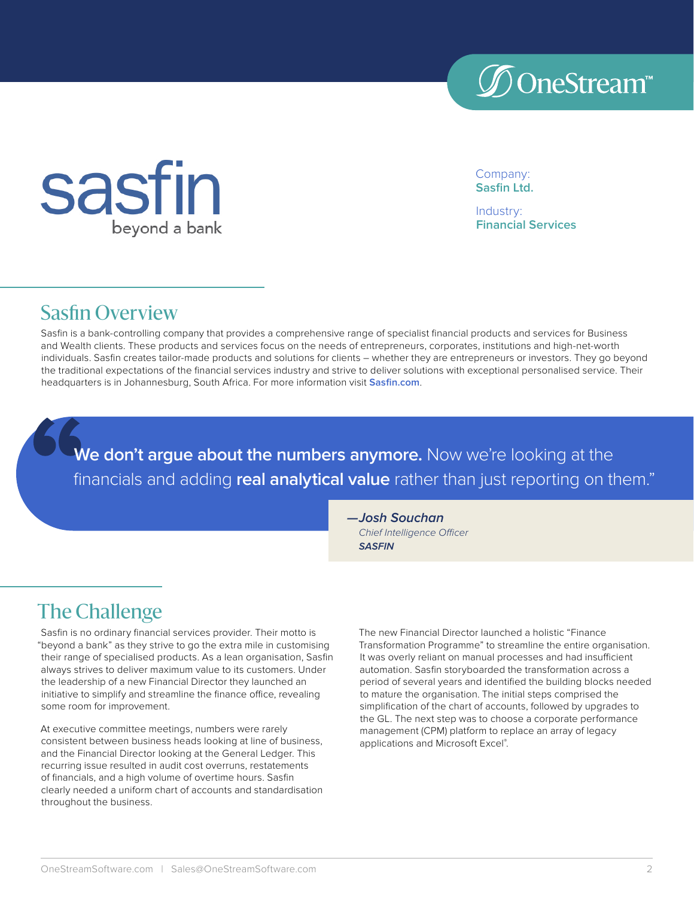sasfin
beyond a bank

Company:
**Sasfin Ltd.**

Industry:
**Financial Services**

## Sasfin Overview

Sasfin is a bank-controlling company that provides a comprehensive range of specialist financial products and services for Business and Wealth clients. These products and services focus on the needs of entrepreneurs, corporates, institutions and high-net-worth individuals. Sasfin creates tailor-made products and solutions for clients – whether they are entrepreneurs or investors. They go beyond the traditional expectations of the financial services industry and strive to deliver solutions with exceptional personalised service. Their headquarters is in Johannesburg, South Africa. For more information visit **Sasfin.com**.

> "**We don't argue about the numbers anymore.** Now we're looking at the financials and adding **real analytical value** rather than just reporting on them."
>
> ***—Josh Souchan***
> *Chief Intelligence Officer*
> ***SASFIN***

## The Challenge

Sasfin is no ordinary financial services provider. Their motto is "beyond a bank" as they strive to go the extra mile in customising their range of specialised products. As a lean organisation, Sasfin always strives to deliver maximum value to its customers. Under the leadership of a new Financial Director they launched an initiative to simplify and streamline the finance office, revealing some room for improvement.

At executive committee meetings, numbers were rarely consistent between business heads looking at line of business, and the Financial Director looking at the General Ledger. This recurring issue resulted in audit cost overruns, restatements of financials, and a high volume of overtime hours. Sasfin clearly needed a uniform chart of accounts and standardisation throughout the business.

The new Financial Director launched a holistic "Finance Transformation Programme" to streamline the entire organisation. It was overly reliant on manual processes and had insufficient automation. Sasfin storyboarded the transformation across a period of several years and identified the building blocks needed to mature the organisation. The initial steps comprised the simplification of the chart of accounts, followed by upgrades to the GL. The next step was to choose a corporate performance management (CPM) platform to replace an array of legacy applications and Microsoft Excel®.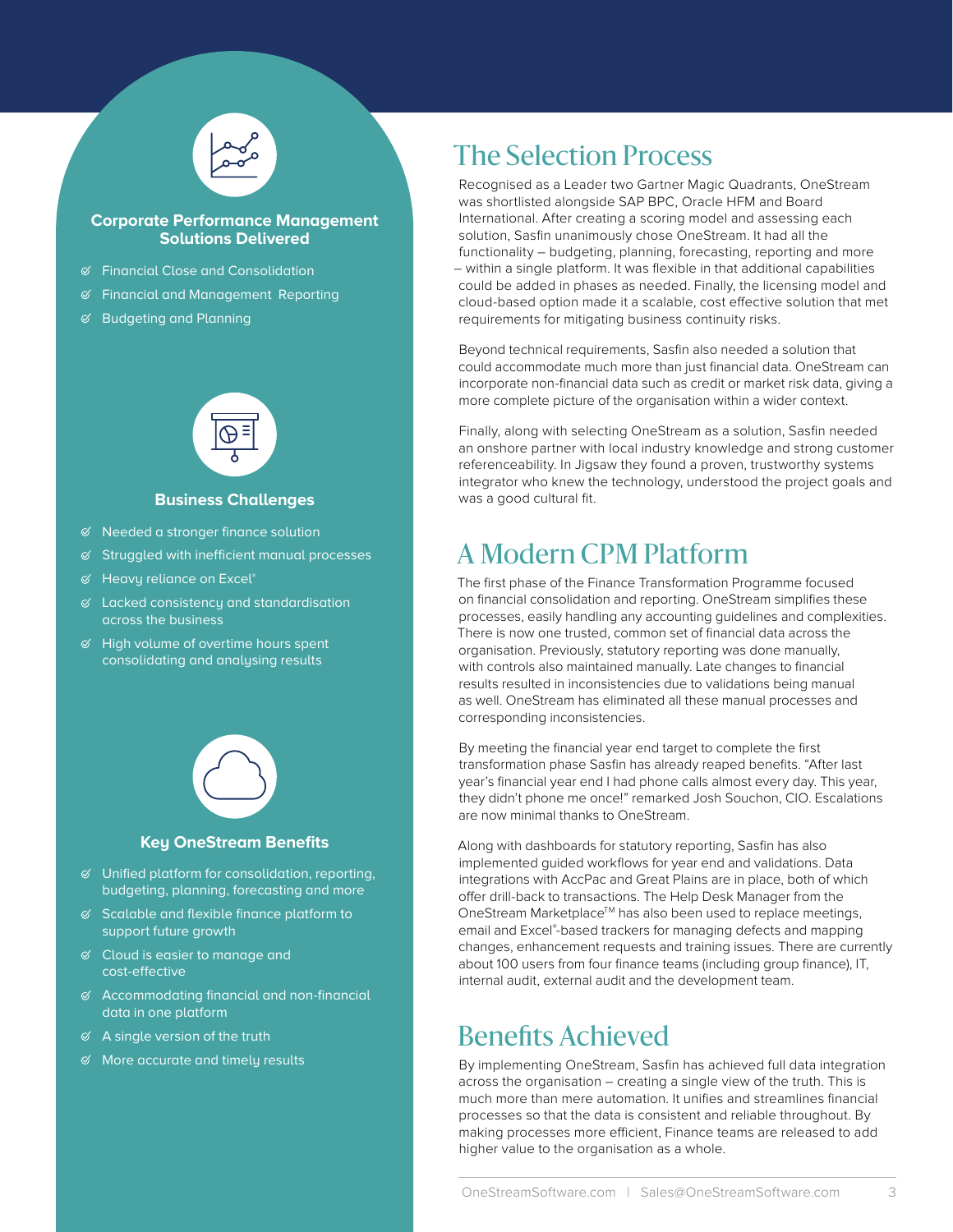### Corporate Performance Management Solutions Delivered

- Financial Close and Consolidation
- Financial and Management Reporting
- Budgeting and Planning

### Business Challenges

- Needed a stronger finance solution
- Struggled with inefficient manual processes
- Heavy reliance on Excel®
- Lacked consistency and standardisation across the business
- High volume of overtime hours spent consolidating and analysing results

### Key OneStream Benefits

- Unified platform for consolidation, reporting, budgeting, planning, forecasting and more
- Scalable and flexible finance platform to support future growth
- Cloud is easier to manage and cost-effective
- Accommodating financial and non-financial data in one platform
- A single version of the truth
- More accurate and timely results

# The Selection Process

Recognised as a Leader two Gartner Magic Quadrants, OneStream was shortlisted alongside SAP BPC, Oracle HFM and Board International. After creating a scoring model and assessing each solution, Sasfin unanimously chose OneStream. It had all the functionality – budgeting, planning, forecasting, reporting and more – within a single platform. It was flexible in that additional capabilities could be added in phases as needed. Finally, the licensing model and cloud-based option made it a scalable, cost effective solution that met requirements for mitigating business continuity risks.

Beyond technical requirements, Sasfin also needed a solution that could accommodate much more than just financial data. OneStream can incorporate non-financial data such as credit or market risk data, giving a more complete picture of the organisation within a wider context.

Finally, along with selecting OneStream as a solution, Sasfin needed an onshore partner with local industry knowledge and strong customer referenceability. In Jigsaw they found a proven, trustworthy systems integrator who knew the technology, understood the project goals and was a good cultural fit.

# A Modern CPM Platform

The first phase of the Finance Transformation Programme focused on financial consolidation and reporting. OneStream simplifies these processes, easily handling any accounting guidelines and complexities. There is now one trusted, common set of financial data across the organisation. Previously, statutory reporting was done manually, with controls also maintained manually. Late changes to financial results resulted in inconsistencies due to validations being manual as well. OneStream has eliminated all these manual processes and corresponding inconsistencies.

By meeting the financial year end target to complete the first transformation phase Sasfin has already reaped benefits. "After last year's financial year end I had phone calls almost every day. This year, they didn't phone me once!" remarked Josh Souchon, CIO. Escalations are now minimal thanks to OneStream.

Along with dashboards for statutory reporting, Sasfin has also implemented guided workflows for year end and validations. Data integrations with AccPac and Great Plains are in place, both of which offer drill-back to transactions. The Help Desk Manager from the OneStream Marketplace™ has also been used to replace meetings, email and Excel®-based trackers for managing defects and mapping changes, enhancement requests and training issues. There are currently about 100 users from four finance teams (including group finance), IT, internal audit, external audit and the development team.

# Benefits Achieved

By implementing OneStream, Sasfin has achieved full data integration across the organisation – creating a single view of the truth. This is much more than mere automation. It unifies and streamlines financial processes so that the data is consistent and reliable throughout. By making processes more efficient, Finance teams are released to add higher value to the organisation as a whole.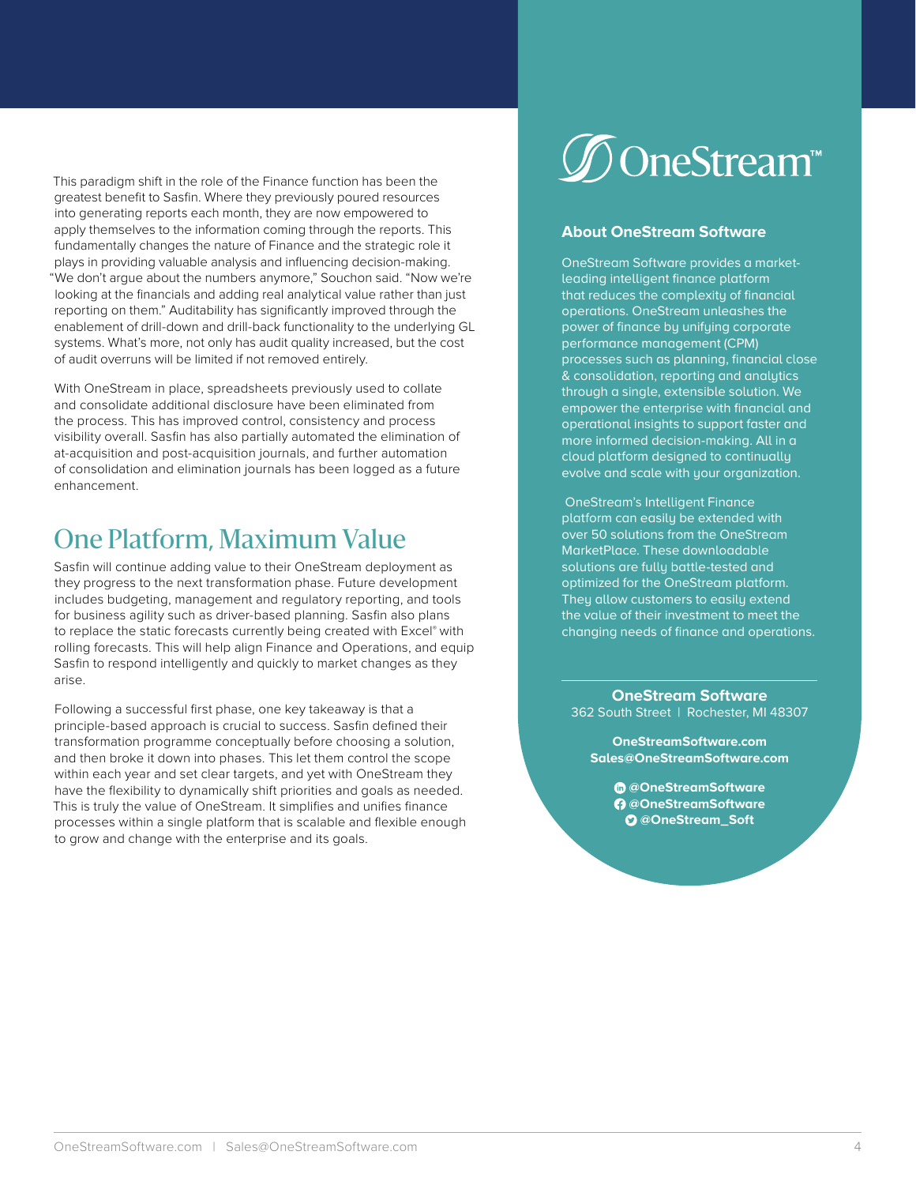This paradigm shift in the role of the Finance function has been the greatest benefit to Sasfin. Where they previously poured resources into generating reports each month, they are now empowered to apply themselves to the information coming through the reports. This fundamentally changes the nature of Finance and the strategic role it plays in providing valuable analysis and influencing decision-making. "We don't argue about the numbers anymore," Souchon said. "Now we're looking at the financials and adding real analytical value rather than just reporting on them." Auditability has significantly improved through the enablement of drill-down and drill-back functionality to the underlying GL systems. What's more, not only has audit quality increased, but the cost of audit overruns will be limited if not removed entirely.

With OneStream in place, spreadsheets previously used to collate and consolidate additional disclosure have been eliminated from the process. This has improved control, consistency and process visibility overall. Sasfin has also partially automated the elimination of at-acquisition and post-acquisition journals, and further automation of consolidation and elimination journals has been logged as a future enhancement.

## One Platform, Maximum Value

Sasfin will continue adding value to their OneStream deployment as they progress to the next transformation phase. Future development includes budgeting, management and regulatory reporting, and tools for business agility such as driver-based planning. Sasfin also plans to replace the static forecasts currently being created with Excel® with rolling forecasts. This will help align Finance and Operations, and equip Sasfin to respond intelligently and quickly to market changes as they arise.

Following a successful first phase, one key takeaway is that a principle-based approach is crucial to success. Sasfin defined their transformation programme conceptually before choosing a solution, and then broke it down into phases. This let them control the scope within each year and set clear targets, and yet with OneStream they have the flexibility to dynamically shift priorities and goals as needed. This is truly the value of OneStream. It simplifies and unifies finance processes within a single platform that is scalable and flexible enough to grow and change with the enterprise and its goals.

OneStream™

### About OneStream Software

OneStream Software provides a market-leading intelligent finance platform that reduces the complexity of financial operations. OneStream unleashes the power of finance by unifying corporate performance management (CPM) processes such as planning, financial close & consolidation, reporting and analytics through a single, extensible solution. We empower the enterprise with financial and operational insights to support faster and more informed decision-making. All in a cloud platform designed to continually evolve and scale with your organization.

OneStream's Intelligent Finance platform can easily be extended with over 50 solutions from the OneStream MarketPlace. These downloadable solutions are fully battle-tested and optimized for the OneStream platform. They allow customers to easily extend the value of their investment to meet the changing needs of finance and operations.

**OneStream Software**
362 South Street | Rochester, MI 48307

**OneStreamSoftware.com**
**Sales@OneStreamSoftware.com**

**@OneStreamSoftware**
**@OneStreamSoftware**
**@OneStream_Soft**